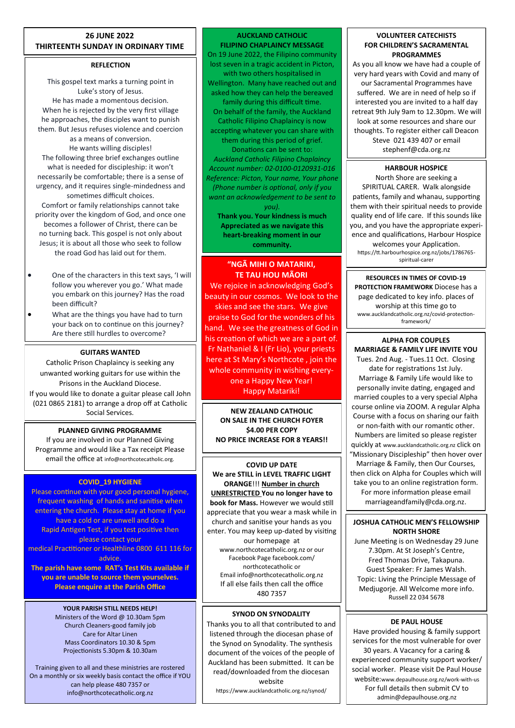## 26 JUNE 2022
## THIRTEENTH SUNDAY IN ORDINARY TIME

### REFLECTION

This gospel text marks a turning point in Luke's story of Jesus.
He has made a momentous decision.
When he is rejected by the very first village he approaches, the disciples want to punish them. But Jesus refuses violence and coercion as a means of conversion.
He wants willing disciples!
The following three brief exchanges outline what is needed for discipleship: it won't necessarily be comfortable; there is a sense of urgency, and it requires single-mindedness and sometimes difficult choices.
Comfort or family relationships cannot take priority over the kingdom of God, and once one becomes a follower of Christ, there can be no turning back. This gospel is not only about Jesus; it is about all those who seek to follow the road God has laid out for them.

- One of the characters in this text says, 'I will follow you wherever you go.' What made you embark on this journey? Has the road been difficult?
- What are the things you have had to turn your back on to continue on this journey? Are there still hurdles to overcome?

### GUITARS WANTED

Catholic Prison Chaplaincy is seeking any unwanted working guitars for use within the Prisons in the Auckland Diocese.
If you would like to donate a guitar please call John (021 0865 2181) to arrange a drop off at Catholic Social Services.

### PLANNED GIVING PROGRAMME

If you are involved in our Planned Giving Programme and would like a Tax receipt Please email the office at info@northcotecatholic.org.

### COVID_19 HYGIENE

Please continue with your good personal hygiene, frequent washing of hands and sanitise when entering the church. Please stay at home if you have a cold or are unwell and do a Rapid Antigen Test, if you test positive then please contact your medical Practitioner or Healthline 0800 611 116 for advice.
**The parish have some RAT's Test Kits available if you are unable to source them yourselves. Please enquire at the Parish Office**

### YOUR PARISH STILL NEEDS HELP!

Ministers of the Word @ 10.30am 5pm
Church Cleaners-good family job
Care for Altar Linen
Mass Coordinators 10.30 & 5pm
Projectionists 5.30pm & 10.30am

Training given to all and these ministries are rostered On a monthly or six weekly basis contact the office if YOU can help please 480 7357 or info@northcotecatholic.org.nz

### AUCKLAND CATHOLIC FILIPINO CHAPLAINCY MESSAGE

On 19 June 2022, the Filipino community lost seven in a tragic accident in Picton, with two others hospitalised in Wellington. Many have reached out and asked how they can help the bereaved family during this difficult time.
On behalf of the family, the Auckland Catholic Filipino Chaplaincy is now accepting whatever you can share with them during this period of grief.
Donations can be sent to:
*Auckland Catholic Filipino Chaplaincy*
*Account number: 02-0100-0120931-016*
*Reference: Picton, Your name, Your phone (Phone number is optional, only if you want an acknowledgement to be sent to you).*
**Thank you. Your kindness is much Appreciated as we navigate this heart-breaking moment in our community.**

### "NGĀ MIHI O MATARIKI, TE TAU HOU MĀORI

We rejoice in acknowledging God's beauty in our cosmos. We look to the skies and see the stars. We give praise to God for the wonders of his hand. We see the greatness of God in his creation of which we are a part of. Fr Nathaniel & I (Fr Lio), your priests here at St Mary's Northcote , join the whole community in wishing every-one a Happy New Year!
Happy Matariki!

### NEW ZEALAND CATHOLIC ON SALE IN THE CHURCH FOYER $4.00 PER COPY NO PRICE INCREASE FOR 8 YEARS!!

### COVID UP DATE

**We are STILL in LEVEL TRAFFIC LIGHT ORANGE**!!! **Number in church UNRESTRICTED You no longer have to book for Mass.** However we would still appreciate that you wear a mask while in church and sanitise your hands as you enter. You may keep up-dated by visiting our homepage at www.northcotecatholic.org.nz or our Facebook Page facebook.com/ northcotecatholic or Email info@northcotecatholic.org.nz
If all else fails then call the office 480 7357

### SYNOD ON SYNODALITY

Thanks you to all that contributed to and listened through the diocesan phase of the Synod on Synodality. The synthesis document of the voices of the people of Auckland has been submitted. It can be read/downloaded from the diocesan website
https://www.aucklandcatholic.org.nz/synod/

### VOLUNTEER CATECHISTS FOR CHILDREN'S SACRAMENTAL PROGRAMMES

As you all know we have had a couple of very hard years with Covid and many of our Sacramental Programmes have suffered. We are in need of help so if interested you are invited to a half day retreat 9th July 9am to 12.30pm. We will look at some resources and share our thoughts. To register either call Deacon Steve 021 439 407 or email stephenf@cda.org.nz

### HARBOUR HOSPICE

North Shore are seeking a SPIRITUAL CARER. Walk alongside patients, family and whanau, supporting them with their spiritual needs to provide quality end of life care. If this sounds like you, and you have the appropriate experi-ence and qualifications, Harbour Hospice welcomes your Application.
https://tt.harbourhospice.org.nz/jobs/1786765-spiritual-carer

### RESOURCES IN TIMES OF COVID-19 PROTECTION FRAMEWORK

Diocese has a page dedicated to key info. places of worship at this time go to www.aucklandcatholic.org.nz/covid-protection-framework/

### ALPHA FOR COUPLES
### MARRIAGE & FAMILY LIFE INVITE YOU

Tues. 2nd Aug. - Tues.11 Oct. Closing date for registrations 1st July.
Marriage & Family Life would like to personally invite dating, engaged and married couples to a very special Alpha course online via ZOOM. A regular Alpha Course with a focus on sharing our faith or non-faith with our romantic other. Numbers are limited so please register quickly at www.aucklandcatholic.org.nz click on "Missionary Discipleship" then hover over Marriage & Family, then Our Courses, then click on Alpha for Couples which will take you to an online registration form. For more information please email marriageandfamily@cda.org.nz.

### JOSHUA CATHOLIC MEN'S FELLOWSHIP NORTH SHORE

June Meeting is on Wednesday 29 June 7.30pm. At St Joseph's Centre, Fred Thomas Drive, Takapuna.
Guest Speaker: Fr James Walsh.
Topic: Living the Principle Message of Medjugorje. All Welcome more info.
Russell 22 034 5678

### DE PAUL HOUSE

Have provided housing & family support services for the most vulnerable for over 30 years. A Vacancy for a caring & experienced community support worker/ social worker. Please visit De Paul House website:www.depaulhouse.org.nz/work-with-us
For full details then submit CV to admin@depaulhouse.org.nz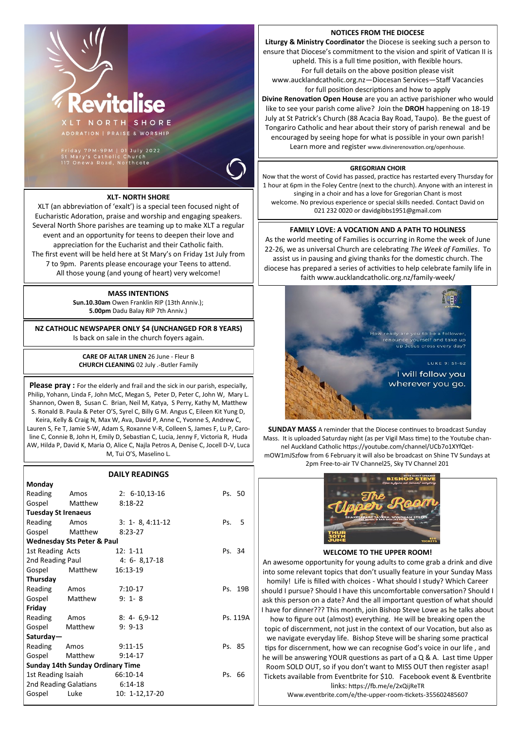Revitalise

XLT NORTH SHORE

ADORATION | PRAISE & WORSHIP

Friday 7PM-9PM | 01 July 2022
St Mary's Catholic Church
117 Onewa Road, Northcote

### XLT- NORTH SHORE

XLT (an abbreviation of 'exalt') is a special teen focused night of Eucharistic Adoration, praise and worship and engaging speakers. Several North Shore parishes are teaming up to make XLT a regular event and an opportunity for teens to deepen their love and appreciation for the Eucharist and their Catholic faith. The first event will be held here at St Mary's on Friday 1st July from 7 to 9pm. Parents please encourage your Teens to attend. All those young (and young of heart) very welcome!

### MASS INTENTIONS

**Sun.10.30am** Owen Franklin RIP (13th Anniv.); **5.00pm** Dadu Balay RIP 7th Anniv.)

### NZ CATHOLIC NEWSPAPER ONLY $4 (UNCHANGED FOR 8 YEARS)

Is back on sale in the church foyers again.

**CARE OF ALTAR LINEN** 26 June - Fleur B
**CHURCH CLEANING** 02 July .-Butler Family

**Please pray :** For the elderly and frail and the sick in our parish, especially, Philip, Yohann, Linda F, John McC, Megan S, Peter D, Peter C, John W, Mary L. Shannon, Owen B, Susan C. Brian, Neil M, Katya, S Perry, Kathy M, Matthew S. Ronald B. Paula & Peter O'S, Syrel C, Billy G M. Angus C, Eileen Kit Yung D, Keira, Kelly & Craig N, Max W, Ava, David P, Anne C, Yvonne S, Andrew C, Lauren S, Fe T, Jamie S-W, Adam S, Roxanne V-R, Colleen S, James F, Lu P, Caroline C, Connie B, John H, Emily D, Sebastian C, Lucia, Jenny F, Victoria R, Huda AW, Hilda P, David K, Maria O, Alice C, Najla Petros A, Denise C, Jocell D-V, Luca M, Tui O'S, Maselino L.

### DAILY READINGS

| | | | |
|---|---|---|---|
| **Monday** | | | |
| Reading | Amos | 2: 6-10,13-16 | Ps. 50 |
| Gospel | Matthew | 8:18-22 | |
| **Tuesday St Irenaeus** | | | |
| Reading | Amos | 3: 1- 8, 4:11-12 | Ps. 5 |
| Gospel | Matthew | 8:23-27 | |
| **Wednesday Sts Peter & Paul** | | | |
| 1st Reading | Acts | 12: 1-11 | Ps. 34 |
| 2nd Reading | Paul | 4: 6- 8,17-18 | |
| Gospel | Matthew | 16:13-19 | |
| **Thursday** | | | |
| Reading | Amos | 7:10-17 | Ps. 19B |
| Gospel | Matthew | 9: 1- 8 | |
| **Friday** | | | |
| Reading | Amos | 8: 4- 6,9-12 | Ps. 119A |
| Gospel | Matthew | 9: 9-13 | |
| **Saturday—** | | | |
| Reading | Amos | 9:11-15 | Ps. 85 |
| Gospel | Matthew | 9:14-17 | |
| **Sunday 14th Sunday Ordinary Time** | | | |
| 1st Reading | Isaiah | 66:10-14 | Ps. 66 |
| 2nd Reading | Galatians | 6:14-18 | |
| Gospel | Luke | 10: 1-12,17-20 | |

### NOTICES FROM THE DIOCESE

**Liturgy & Ministry Coordinator** the Diocese is seeking such a person to ensure that Diocese's commitment to the vision and spirit of Vatican II is upheld. This is a full time position, with flexible hours. For full details on the above position please visit www.aucklandcatholic.org.nz—Diocesan Services—Staff Vacancies for full position descriptions and how to apply

**Divine Renovation Open House** are you an active parishioner who would like to see your parish come alive? Join the **DROH** happening on 18-19 July at St Patrick's Church (88 Acacia Bay Road, Taupo). Be the guest of Tongariro Catholic and hear about their story of parish renewal and be encouraged by seeing hope for what is possible in your own parish! Learn more and register www.divinerenovation.org/openhouse.

### GREGORIAN CHOIR

Now that the worst of Covid has passed, practice has restarted every Thursday for 1 hour at 6pm in the Foley Centre (next to the church). Anyone with an interest in singing in a choir and has a love for Gregorian Chant is most welcome. No previous experience or special skills needed. Contact David on 021 232 0020 or davidgibbs1951@gmail.com

### FAMILY LOVE: A VOCATION AND A PATH TO HOLINESS

As the world meeting of Families is occurring in Rome the week of June 22-26, we as universal Church are celebrating *The Week of Families*. To assist us in pausing and giving thanks for the domestic church. The diocese has prepared a series of activities to help celebrate family life in faith www.aucklandcatholic.org.nz/family-week/

How ready are you to be a follower, renounce yourself and take up up Jesus cross every day?

LUKE 9: 51-62

I will follow you wherever you go.

**SUNDAY MASS** A reminder that the Diocese continues to broadcast Sunday Mass. It is uploaded Saturday night (as per Vigil Mass time) to the Youtube channel Auckland Catholic https://youtube.com/channel/UCb7o1XYfQet-mOW1mJSzfow from 6 February it will also be broadcast on Shine TV Sundays at 2pm Free-to-air TV Channel25, Sky TV Channel 201

WITH GUEST SPEAKER BISHOP STEVE

The Upper Room

SHAKESPEARE TAVERN, WYNDHAM STREET

THUR 30TH JUNE

$10 TICKETS

### WELCOME TO THE UPPER ROOM!

An awesome opportunity for young adults to come grab a drink and dive into some relevant topics that don't usually feature in your Sunday Mass homily! Life is filled with choices - What should I study? Which Career should I pursue? Should I have this uncomfortable conversation? Should I ask this person on a date? And the all important question of what should I have for dinner??? This month, join Bishop Steve Lowe as he talks about how to figure out (almost) everything. He will be breaking open the topic of discernment, not just in the context of our Vocation, but also as we navigate everyday life. Bishop Steve will be sharing some practical tips for discernment, how we can recognise God's voice in our life , and he will be answering YOUR questions as part of a Q & A. Last time Upper Room SOLD OUT, so if you don't want to MISS OUT then register asap! Tickets available from Eventbrite for $10. Facebook event & Eventbrite links: https://fb.me/e/2xQijReTR
Www.eventbrite.com/e/the-upper-room-tickets-355602485607